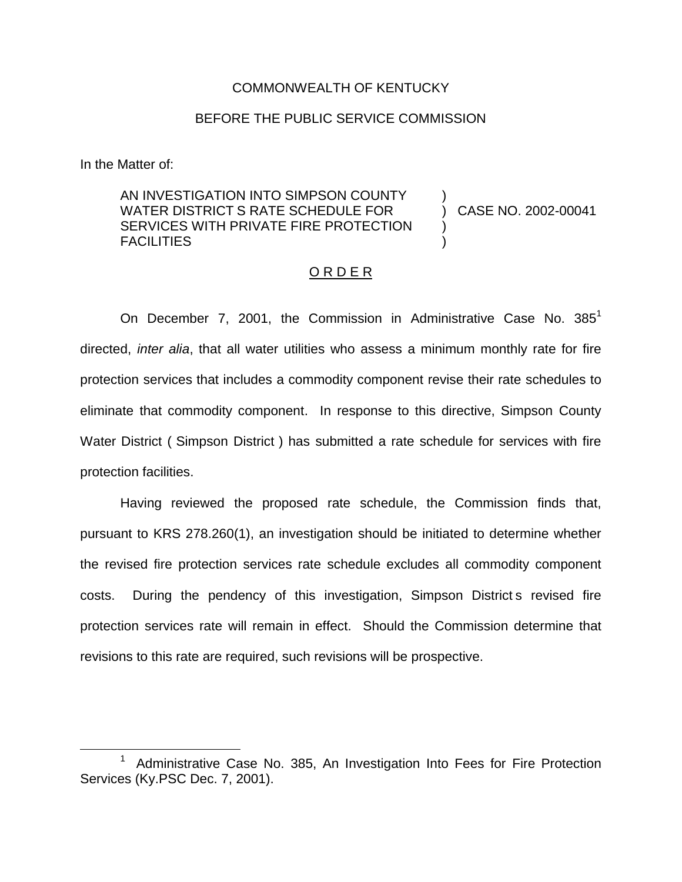COMMONWEALTH OF KENTUCKY

BEFORE THE PUBLIC SERVICE COMMISSION

In the Matter of:

AN INVESTIGATION INTO SIMPSON COUNTY WATER DISTRICT S RATE SCHEDULE FOR SERVICES WITH PRIVATE FIRE PROTECTION FACILITIES ) CASE NO. 2002-00041

O R D E R

On December 7, 2001, the Commission in Administrative Case No. 385[1] directed, *inter alia*, that all water utilities who assess a minimum monthly rate for fire protection services that includes a commodity component revise their rate schedules to eliminate that commodity component. In response to this directive, Simpson County Water District ( Simpson District ) has submitted a rate schedule for services with fire protection facilities.

Having reviewed the proposed rate schedule, the Commission finds that, pursuant to KRS 278.260(1), an investigation should be initiated to determine whether the revised fire protection services rate schedule excludes all commodity component costs. During the pendency of this investigation, Simpson District s revised fire protection services rate will remain in effect. Should the Commission determine that revisions to this rate are required, such revisions will be prospective.

[1] Administrative Case No. 385, An Investigation Into Fees for Fire Protection Services (Ky.PSC Dec. 7, 2001).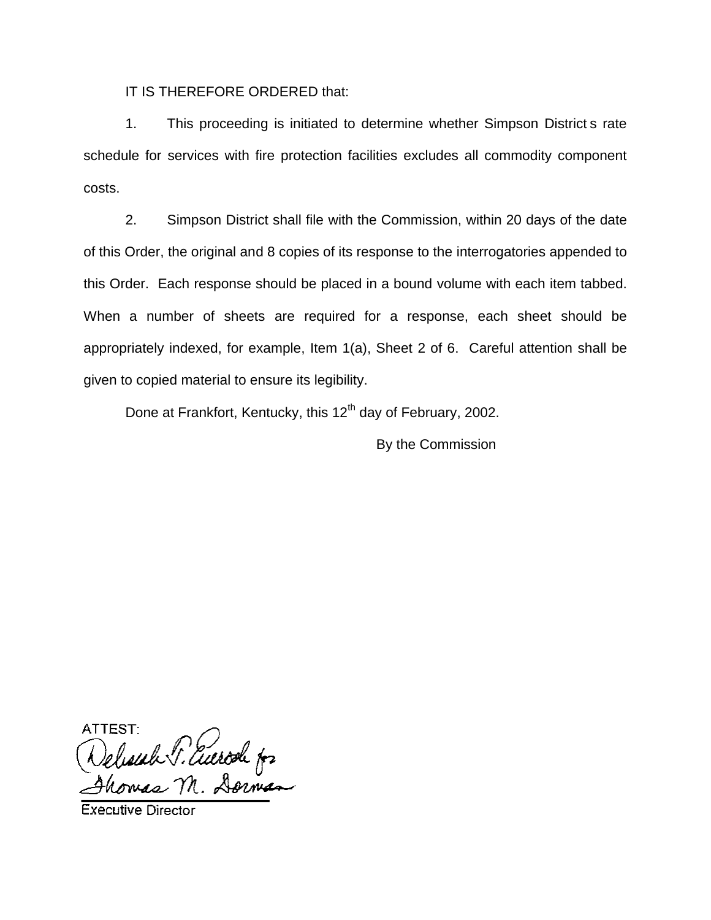IT IS THEREFORE ORDERED that:

1. This proceeding is initiated to determine whether Simpson District s rate schedule for services with fire protection facilities excludes all commodity component costs.

2. Simpson District shall file with the Commission, within 20 days of the date of this Order, the original and 8 copies of its response to the interrogatories appended to this Order. Each response should be placed in a bound volume with each item tabbed. When a number of sheets are required for a response, each sheet should be appropriately indexed, for example, Item 1(a), Sheet 2 of 6. Careful attention shall be given to copied material to ensure its legibility.

Done at Frankfort, Kentucky, this 12th day of February, 2002.

By the Commission

ATTEST:

Deborah T. Eversole for
Thomas M. Dorman

Executive Director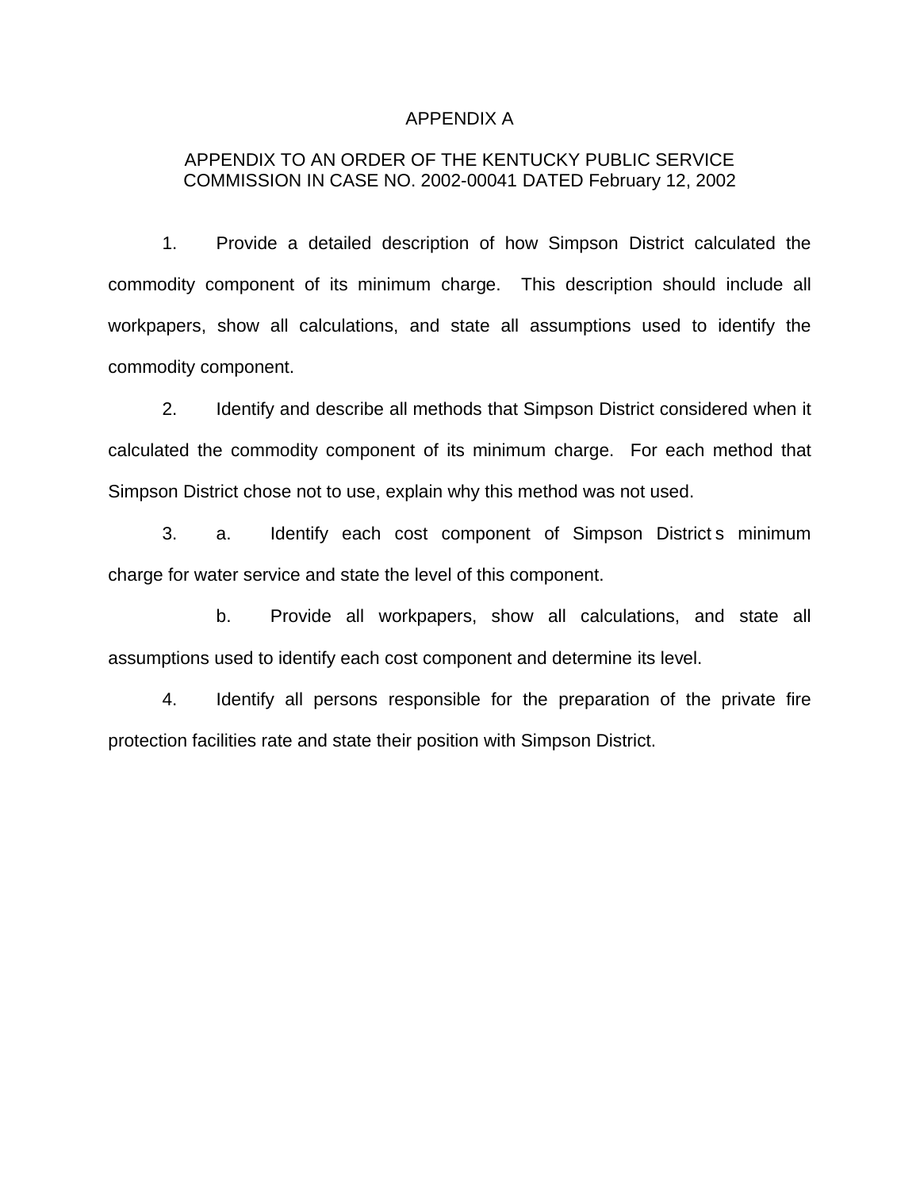# APPENDIX A

## APPENDIX TO AN ORDER OF THE KENTUCKY PUBLIC SERVICE COMMISSION IN CASE NO. 2002-00041 DATED February 12, 2002

1. Provide a detailed description of how Simpson District calculated the commodity component of its minimum charge. This description should include all workpapers, show all calculations, and state all assumptions used to identify the commodity component.

2. Identify and describe all methods that Simpson District considered when it calculated the commodity component of its minimum charge. For each method that Simpson District chose not to use, explain why this method was not used.

3. a. Identify each cost component of Simpson District s minimum charge for water service and state the level of this component.

   b. Provide all workpapers, show all calculations, and state all assumptions used to identify each cost component and determine its level.

4. Identify all persons responsible for the preparation of the private fire protection facilities rate and state their position with Simpson District.